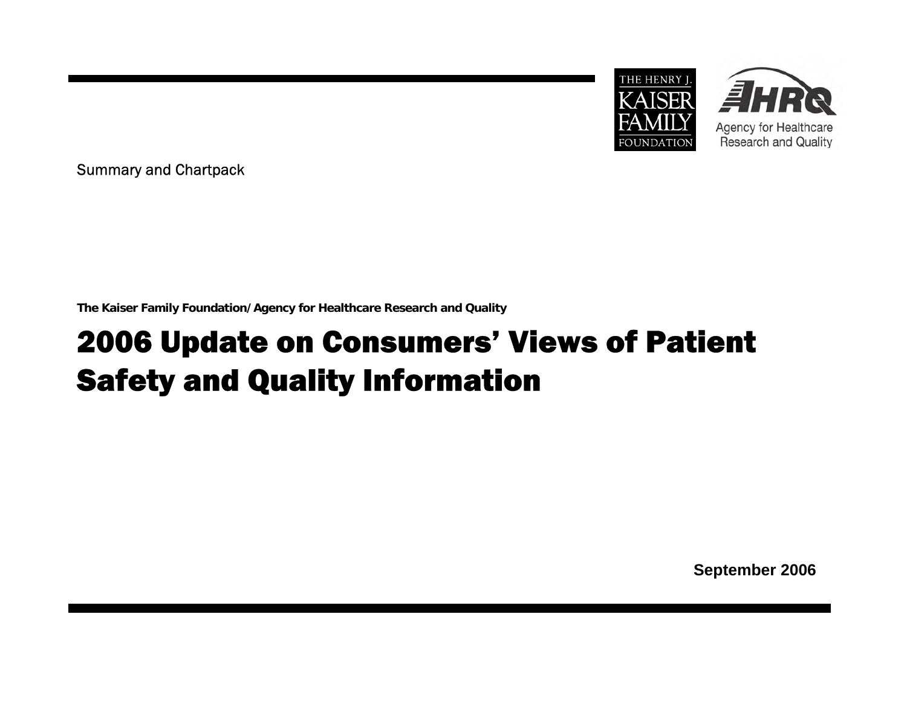THE HENRY J. KAISER FAMILY FOUNDATION

AHRQ Agency for Healthcare Research and Quality

Summary and Chartpack

**The Kaiser Family Foundation/Agency for Healthcare Research and Quality**

# 2006 Update on Consumers' Views of Patient Safety and Quality Information

**September 2006**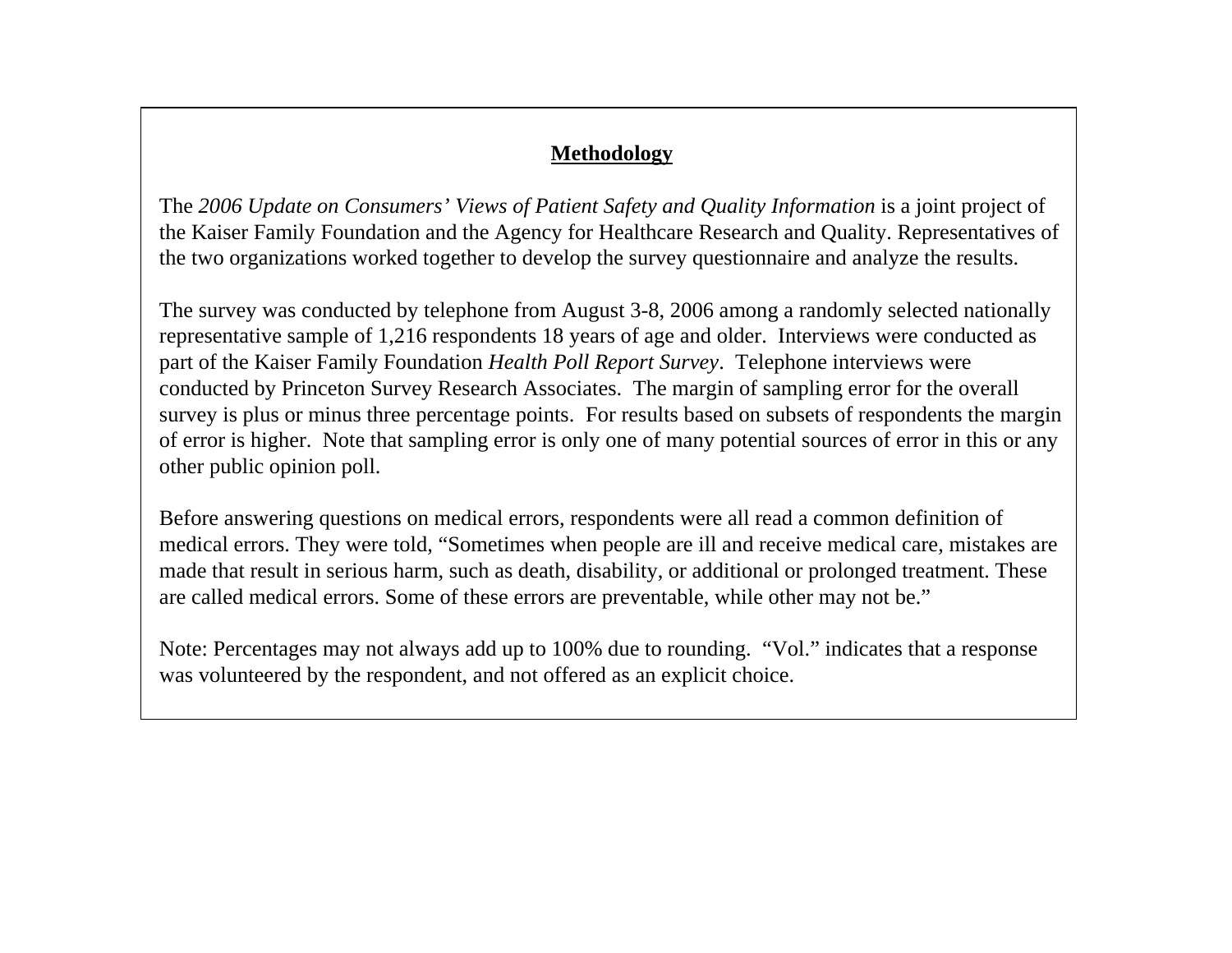## Methodology

The *2006 Update on Consumers' Views of Patient Safety and Quality Information* is a joint project of the Kaiser Family Foundation and the Agency for Healthcare Research and Quality. Representatives of the two organizations worked together to develop the survey questionnaire and analyze the results.

The survey was conducted by telephone from August 3-8, 2006 among a randomly selected nationally representative sample of 1,216 respondents 18 years of age and older. Interviews were conducted as part of the Kaiser Family Foundation *Health Poll Report Survey*. Telephone interviews were conducted by Princeton Survey Research Associates. The margin of sampling error for the overall survey is plus or minus three percentage points. For results based on subsets of respondents the margin of error is higher. Note that sampling error is only one of many potential sources of error in this or any other public opinion poll.

Before answering questions on medical errors, respondents were all read a common definition of medical errors. They were told, "Sometimes when people are ill and receive medical care, mistakes are made that result in serious harm, such as death, disability, or additional or prolonged treatment. These are called medical errors. Some of these errors are preventable, while other may not be."

Note: Percentages may not always add up to 100% due to rounding. "Vol." indicates that a response was volunteered by the respondent, and not offered as an explicit choice.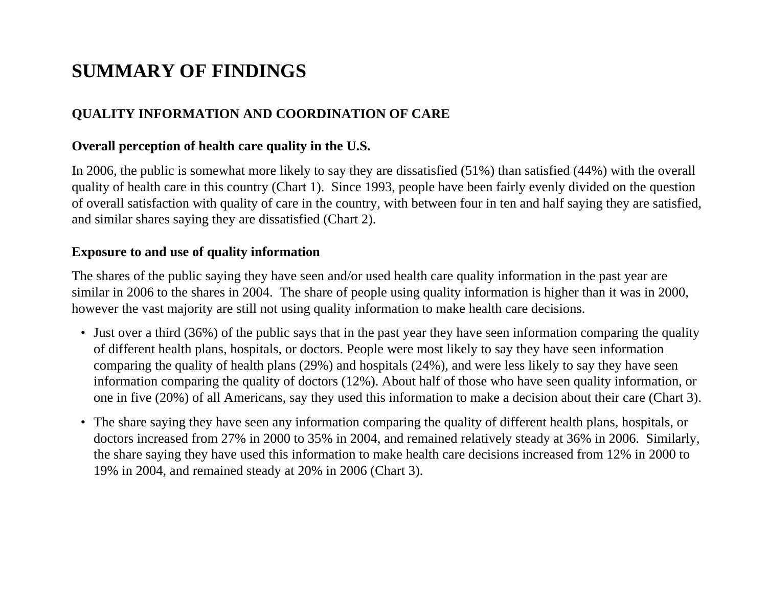# SUMMARY OF FINDINGS

## QUALITY INFORMATION AND COORDINATION OF CARE

### Overall perception of health care quality in the U.S.

In 2006, the public is somewhat more likely to say they are dissatisfied (51%) than satisfied (44%) with the overall quality of health care in this country (Chart 1). Since 1993, people have been fairly evenly divided on the question of overall satisfaction with quality of care in the country, with between four in ten and half saying they are satisfied, and similar shares saying they are dissatisfied (Chart 2).

### Exposure to and use of quality information

The shares of the public saying they have seen and/or used health care quality information in the past year are similar in 2006 to the shares in 2004. The share of people using quality information is higher than it was in 2000, however the vast majority are still not using quality information to make health care decisions.

- Just over a third (36%) of the public says that in the past year they have seen information comparing the quality of different health plans, hospitals, or doctors. People were most likely to say they have seen information comparing the quality of health plans (29%) and hospitals (24%), and were less likely to say they have seen information comparing the quality of doctors (12%). About half of those who have seen quality information, or one in five (20%) of all Americans, say they used this information to make a decision about their care (Chart 3).
- The share saying they have seen any information comparing the quality of different health plans, hospitals, or doctors increased from 27% in 2000 to 35% in 2004, and remained relatively steady at 36% in 2006. Similarly, the share saying they have used this information to make health care decisions increased from 12% in 2000 to 19% in 2004, and remained steady at 20% in 2006 (Chart 3).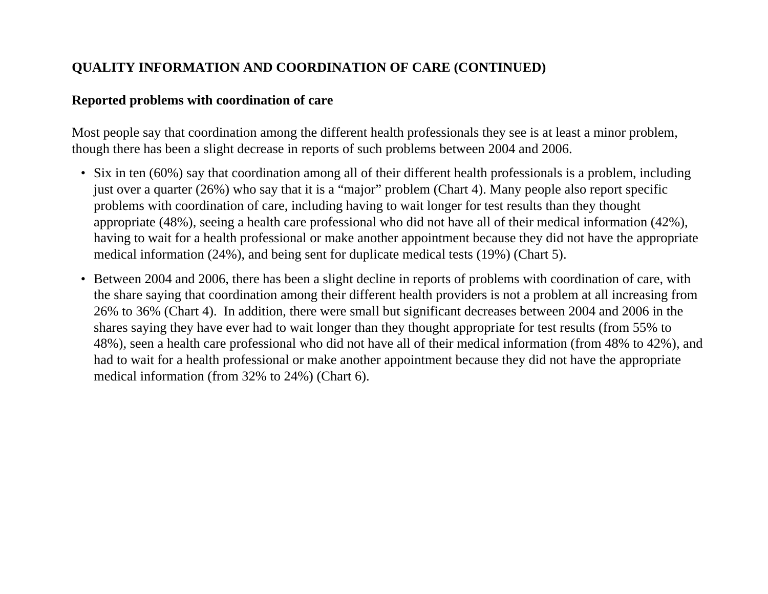## QUALITY INFORMATION AND COORDINATION OF CARE (CONTINUED)

### Reported problems with coordination of care

Most people say that coordination among the different health professionals they see is at least a minor problem, though there has been a slight decrease in reports of such problems between 2004 and 2006.

- Six in ten (60%) say that coordination among all of their different health professionals is a problem, including just over a quarter (26%) who say that it is a "major" problem (Chart 4). Many people also report specific problems with coordination of care, including having to wait longer for test results than they thought appropriate (48%), seeing a health care professional who did not have all of their medical information (42%), having to wait for a health professional or make another appointment because they did not have the appropriate medical information (24%), and being sent for duplicate medical tests (19%) (Chart 5).
- Between 2004 and 2006, there has been a slight decline in reports of problems with coordination of care, with the share saying that coordination among their different health providers is not a problem at all increasing from 26% to 36% (Chart 4). In addition, there were small but significant decreases between 2004 and 2006 in the shares saying they have ever had to wait longer than they thought appropriate for test results (from 55% to 48%), seen a health care professional who did not have all of their medical information (from 48% to 42%), and had to wait for a health professional or make another appointment because they did not have the appropriate medical information (from 32% to 24%) (Chart 6).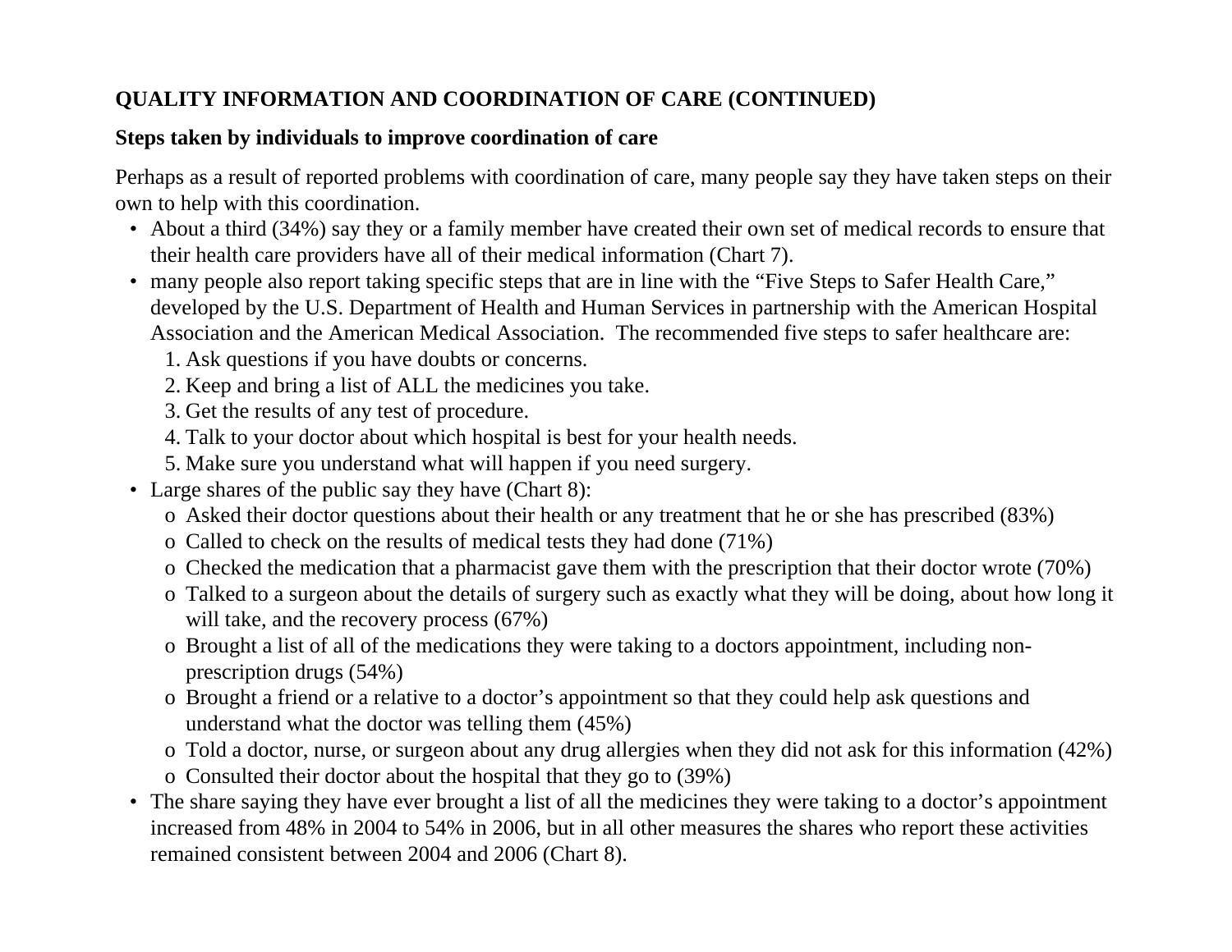**QUALITY INFORMATION AND COORDINATION OF CARE (CONTINUED)**

**Steps taken by individuals to improve coordination of care**

Perhaps as a result of reported problems with coordination of care, many people say they have taken steps on their own to help with this coordination.

- About a third (34%) say they or a family member have created their own set of medical records to ensure that their health care providers have all of their medical information (Chart 7).
- many people also report taking specific steps that are in line with the "Five Steps to Safer Health Care," developed by the U.S. Department of Health and Human Services in partnership with the American Hospital Association and the American Medical Association. The recommended five steps to safer healthcare are:
  1. Ask questions if you have doubts or concerns.
  2. Keep and bring a list of ALL the medicines you take.
  3. Get the results of any test of procedure.
  4. Talk to your doctor about which hospital is best for your health needs.
  5. Make sure you understand what will happen if you need surgery.
- Large shares of the public say they have (Chart 8):
  - Asked their doctor questions about their health or any treatment that he or she has prescribed (83%)
  - Called to check on the results of medical tests they had done (71%)
  - Checked the medication that a pharmacist gave them with the prescription that their doctor wrote (70%)
  - Talked to a surgeon about the details of surgery such as exactly what they will be doing, about how long it will take, and the recovery process (67%)
  - Brought a list of all of the medications they were taking to a doctors appointment, including non-prescription drugs (54%)
  - Brought a friend or a relative to a doctor's appointment so that they could help ask questions and understand what the doctor was telling them (45%)
  - Told a doctor, nurse, or surgeon about any drug allergies when they did not ask for this information (42%)
  - Consulted their doctor about the hospital that they go to (39%)
- The share saying they have ever brought a list of all the medicines they were taking to a doctor's appointment increased from 48% in 2004 to 54% in 2006, but in all other measures the shares who report these activities remained consistent between 2004 and 2006 (Chart 8).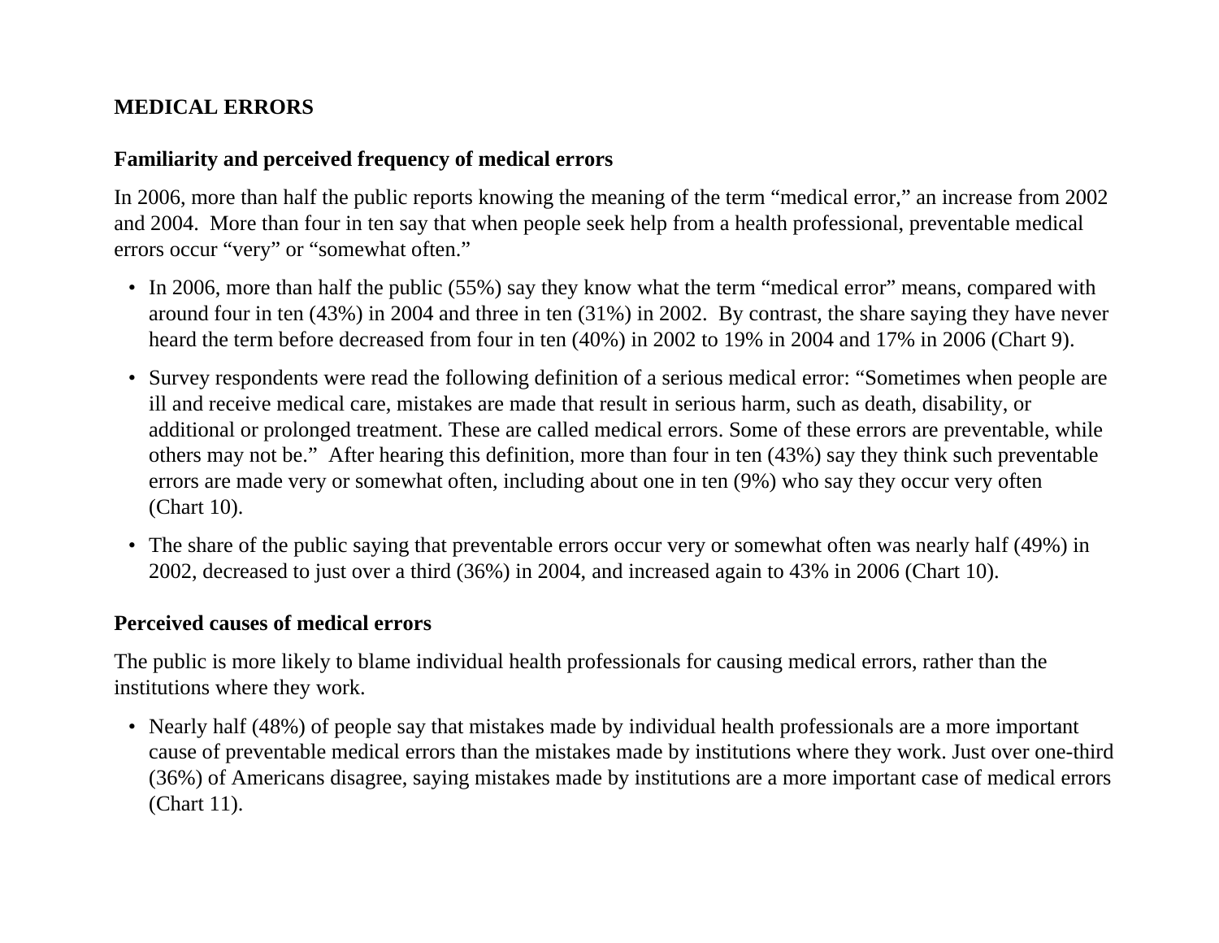## MEDICAL ERRORS

### Familiarity and perceived frequency of medical errors

In 2006, more than half the public reports knowing the meaning of the term "medical error," an increase from 2002 and 2004. More than four in ten say that when people seek help from a health professional, preventable medical errors occur "very" or "somewhat often."

- In 2006, more than half the public (55%) say they know what the term "medical error" means, compared with around four in ten (43%) in 2004 and three in ten (31%) in 2002. By contrast, the share saying they have never heard the term before decreased from four in ten (40%) in 2002 to 19% in 2004 and 17% in 2006 (Chart 9).
- Survey respondents were read the following definition of a serious medical error: "Sometimes when people are ill and receive medical care, mistakes are made that result in serious harm, such as death, disability, or additional or prolonged treatment. These are called medical errors. Some of these errors are preventable, while others may not be." After hearing this definition, more than four in ten (43%) say they think such preventable errors are made very or somewhat often, including about one in ten (9%) who say they occur very often (Chart 10).
- The share of the public saying that preventable errors occur very or somewhat often was nearly half (49%) in 2002, decreased to just over a third (36%) in 2004, and increased again to 43% in 2006 (Chart 10).

### Perceived causes of medical errors

The public is more likely to blame individual health professionals for causing medical errors, rather than the institutions where they work.

- Nearly half (48%) of people say that mistakes made by individual health professionals are a more important cause of preventable medical errors than the mistakes made by institutions where they work. Just over one-third (36%) of Americans disagree, saying mistakes made by institutions are a more important case of medical errors (Chart 11).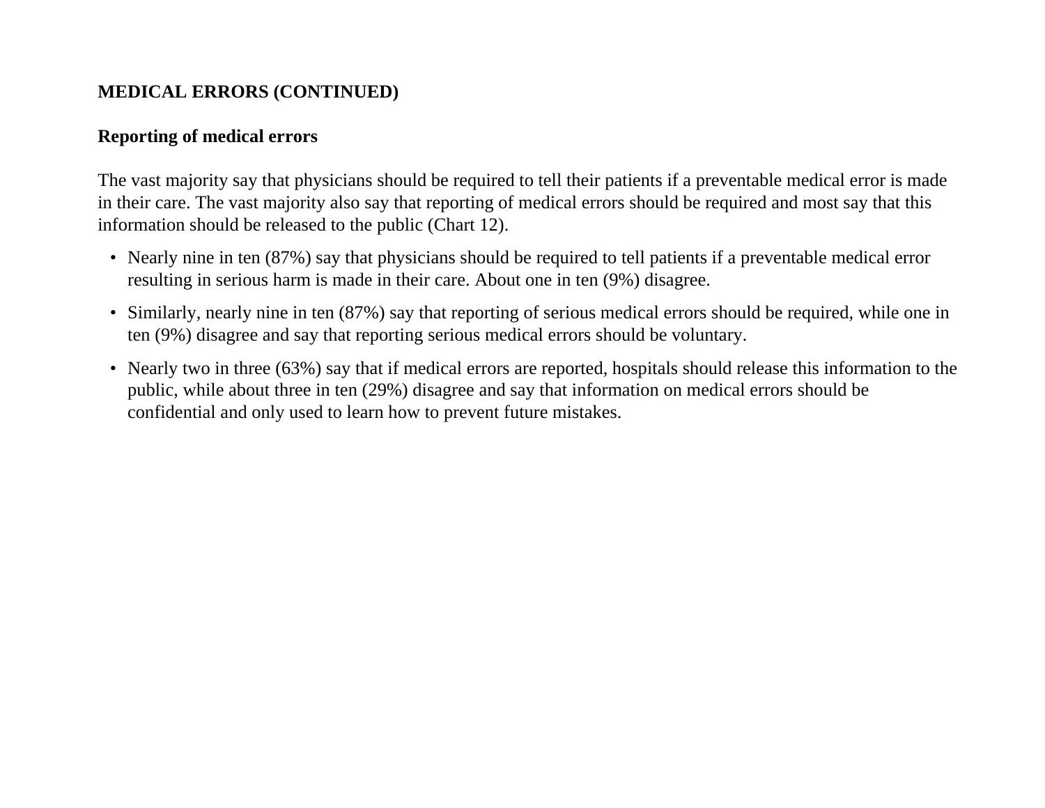## MEDICAL ERRORS (CONTINUED)

### Reporting of medical errors

The vast majority say that physicians should be required to tell their patients if a preventable medical error is made in their care. The vast majority also say that reporting of medical errors should be required and most say that this information should be released to the public (Chart 12).

- Nearly nine in ten (87%) say that physicians should be required to tell patients if a preventable medical error resulting in serious harm is made in their care. About one in ten (9%) disagree.
- Similarly, nearly nine in ten (87%) say that reporting of serious medical errors should be required, while one in ten (9%) disagree and say that reporting serious medical errors should be voluntary.
- Nearly two in three (63%) say that if medical errors are reported, hospitals should release this information to the public, while about three in ten (29%) disagree and say that information on medical errors should be confidential and only used to learn how to prevent future mistakes.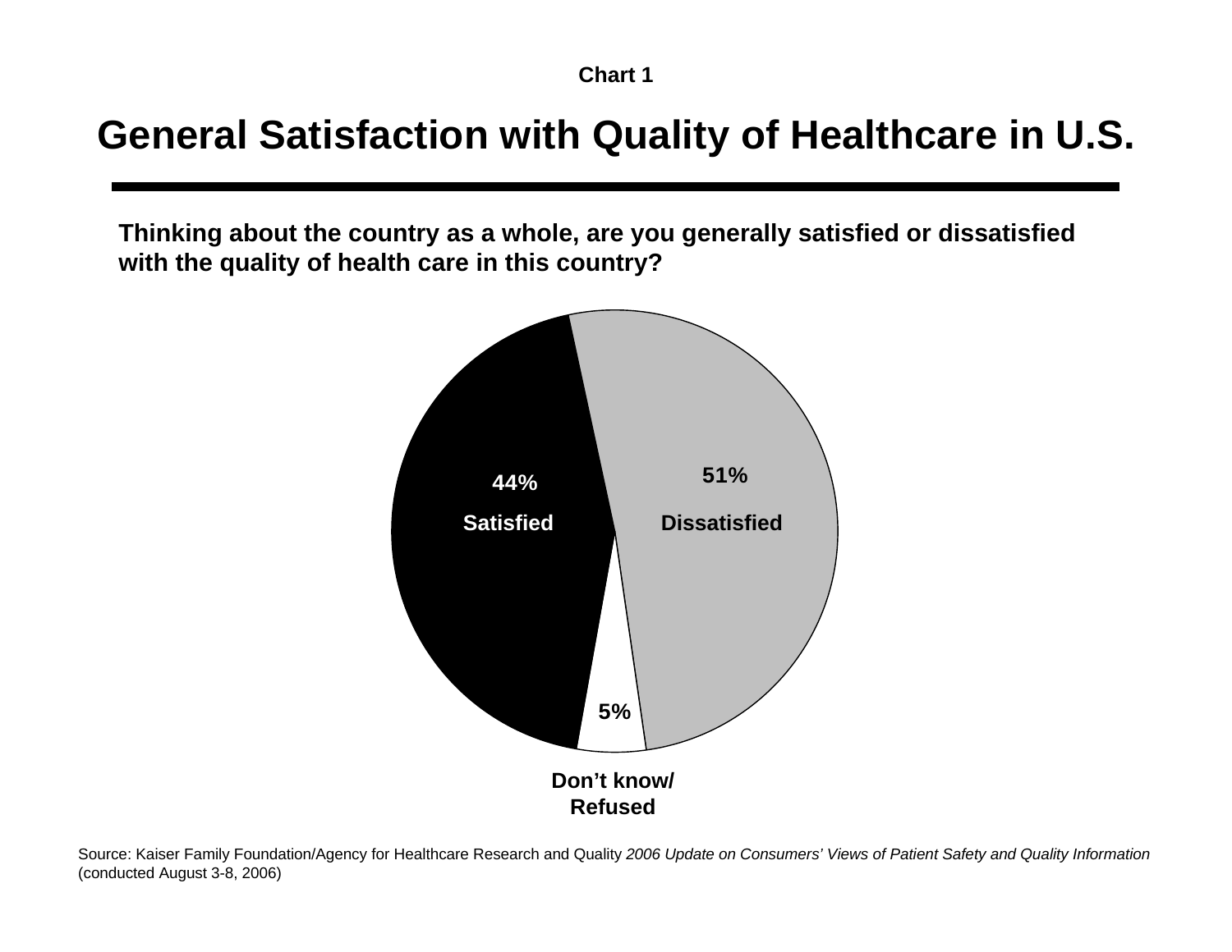**Chart 1**

# General Satisfaction with Quality of Healthcare in U.S.

**Thinking about the country as a whole, are you generally satisfied or dissatisfied with the quality of health care in this country?**

| Response | Percent |
| --- | --- |
| Satisfied | 44% |
| Dissatisfied | 51% |
| Don't know/ Refused | 5% |

Source: Kaiser Family Foundation/Agency for Healthcare Research and Quality *2006 Update on Consumers' Views of Patient Safety and Quality Information* (conducted August 3-8, 2006)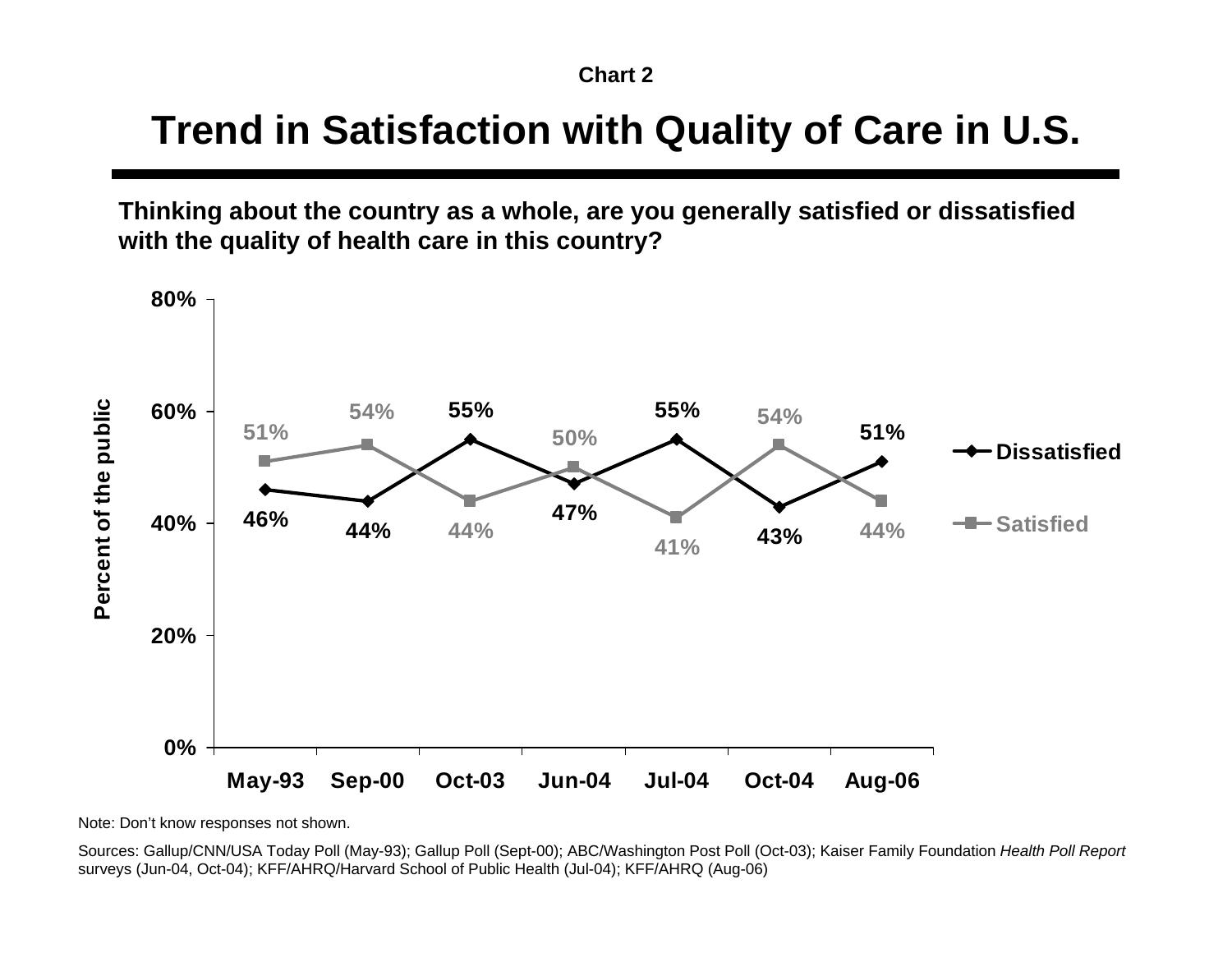**Chart 2**

# Trend in Satisfaction with Quality of Care in U.S.

**Thinking about the country as a whole, are you generally satisfied or dissatisfied with the quality of health care in this country?**

| Percent of the public | May-93 | Sep-00 | Oct-03 | Jun-04 | Jul-04 | Oct-04 | Aug-06 |
|---|---|---|---|---|---|---|---|
| Dissatisfied | 46% | 44% | 55% | 47% | 55% | 43% | 51% |
| Satisfied | 51% | 54% | 44% | 50% | 41% | 54% | 44% |

Note: Don't know responses not shown.

Sources: Gallup/CNN/USA Today Poll (May-93); Gallup Poll (Sept-00); ABC/Washington Post Poll (Oct-03); Kaiser Family Foundation *Health Poll Report* surveys (Jun-04, Oct-04); KFF/AHRQ/Harvard School of Public Health (Jul-04); KFF/AHRQ (Aug-06)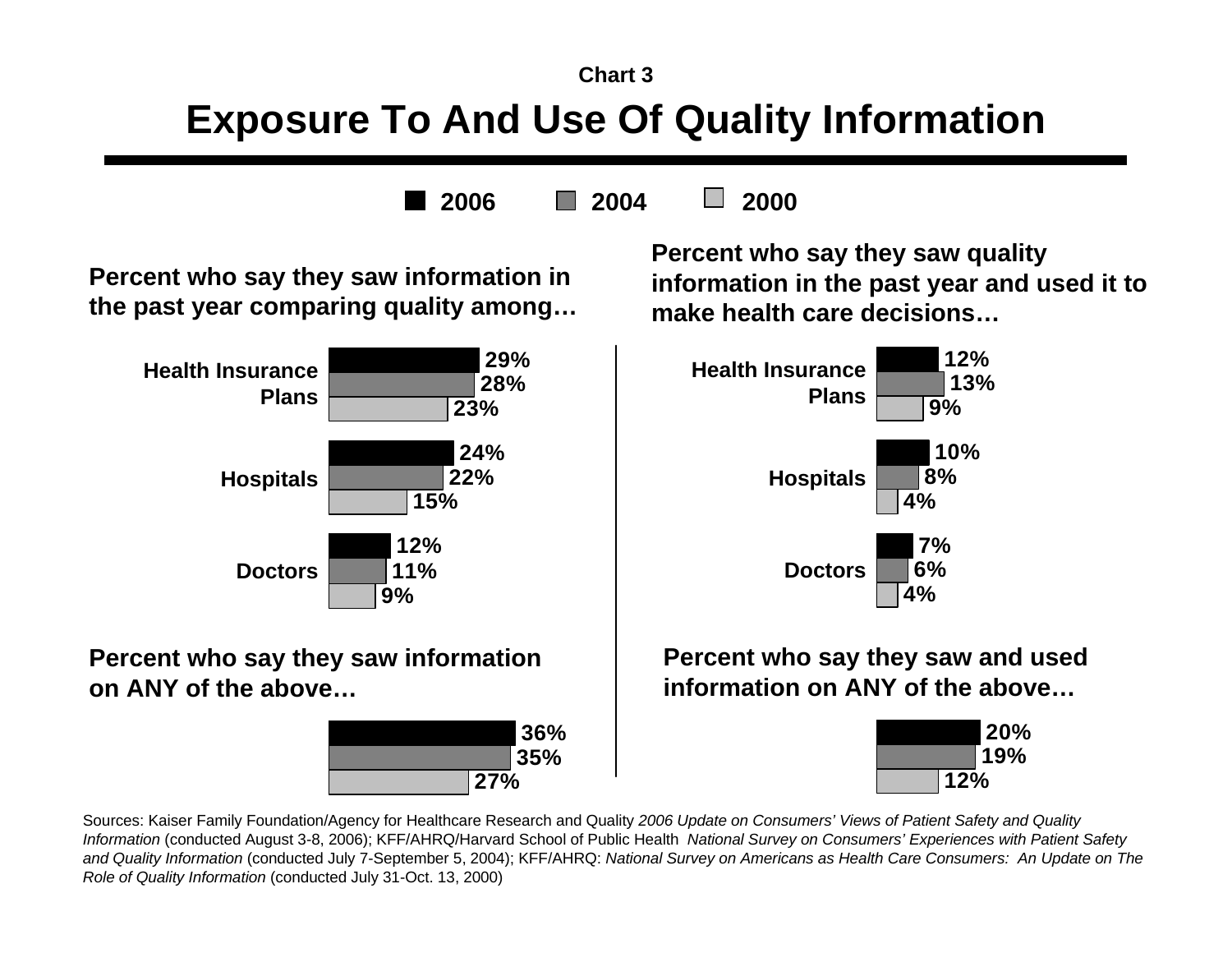**Chart 3**

# Exposure To And Use Of Quality Information

2006 | 2004 | 2000

**Percent who say they saw information in the past year comparing quality among…**

| | 2006 | 2004 | 2000 |
|---|---|---|---|
| Health Insurance Plans | 29% | 28% | 23% |
| Hospitals | 24% | 22% | 15% |
| Doctors | 12% | 11% | 9% |

**Percent who say they saw quality information in the past year and used it to make health care decisions…**

| | 2006 | 2004 | 2000 |
|---|---|---|---|
| Health Insurance Plans | 12% | 13% | 9% |
| Hospitals | 10% | 8% | 4% |
| Doctors | 7% | 6% | 4% |

**Percent who say they saw information on ANY of the above…**

| 2006 | 2004 | 2000 |
|---|---|---|
| 36% | 35% | 27% |

**Percent who say they saw and used information on ANY of the above…**

| 2006 | 2004 | 2000 |
|---|---|---|
| 20% | 19% | 12% |

Sources: Kaiser Family Foundation/Agency for Healthcare Research and Quality *2006 Update on Consumers' Views of Patient Safety and Quality Information* (conducted August 3-8, 2006); KFF/AHRQ/Harvard School of Public Health *National Survey on Consumers' Experiences with Patient Safety and Quality Information* (conducted July 7-September 5, 2004); KFF/AHRQ: *National Survey on Americans as Health Care Consumers: An Update on The Role of Quality Information* (conducted July 31-Oct. 13, 2000)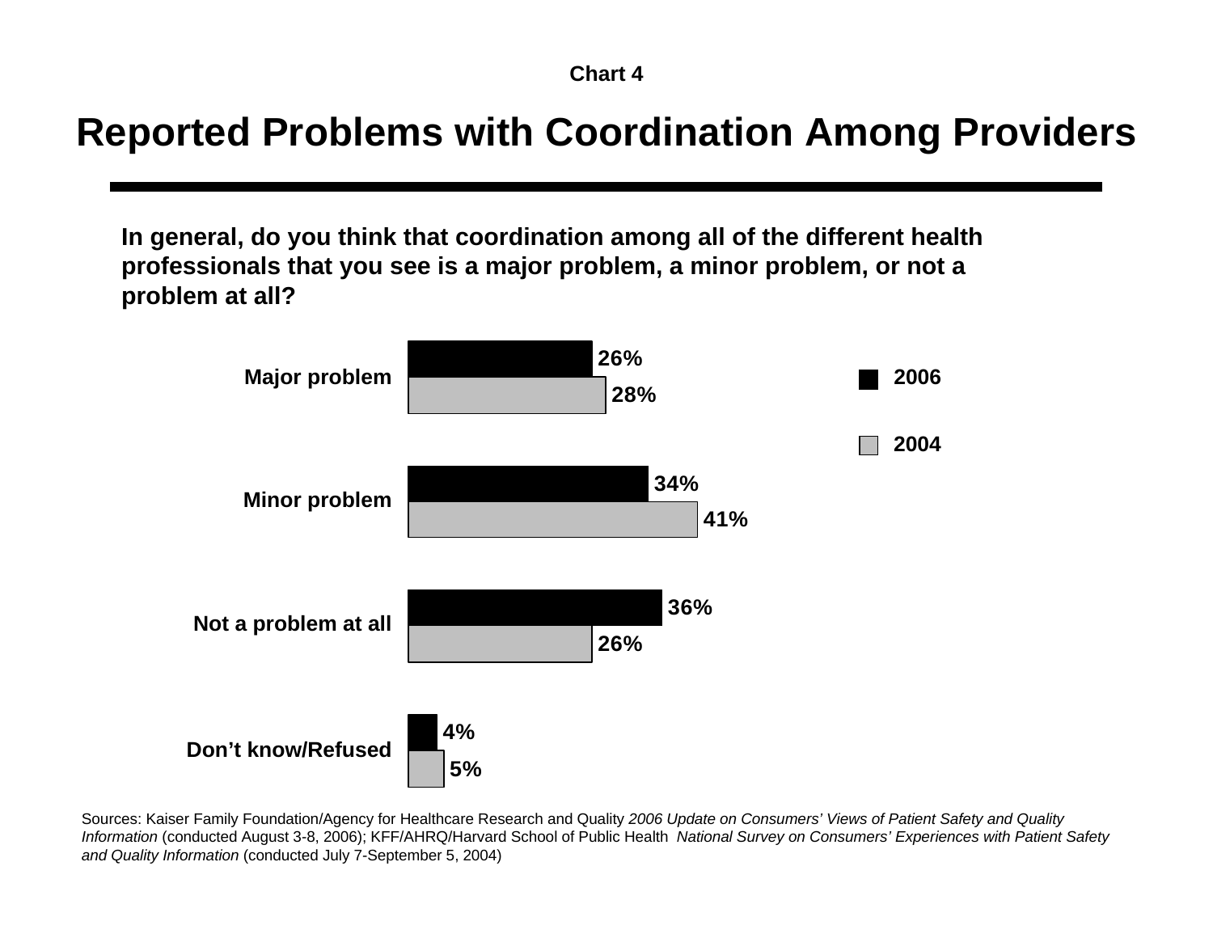Chart 4

# Reported Problems with Coordination Among Providers

**In general, do you think that coordination among all of the different health professionals that you see is a major problem, a minor problem, or not a problem at all?**

| | 2006 | 2004 |
|---|---|---|
| Major problem | 26% | 28% |
| Minor problem | 34% | 41% |
| Not a problem at all | 36% | 26% |
| Don't know/Refused | 4% | 5% |

Sources: Kaiser Family Foundation/Agency for Healthcare Research and Quality *2006 Update on Consumers' Views of Patient Safety and Quality Information* (conducted August 3-8, 2006); KFF/AHRQ/Harvard School of Public Health *National Survey on Consumers' Experiences with Patient Safety and Quality Information* (conducted July 7-September 5, 2004)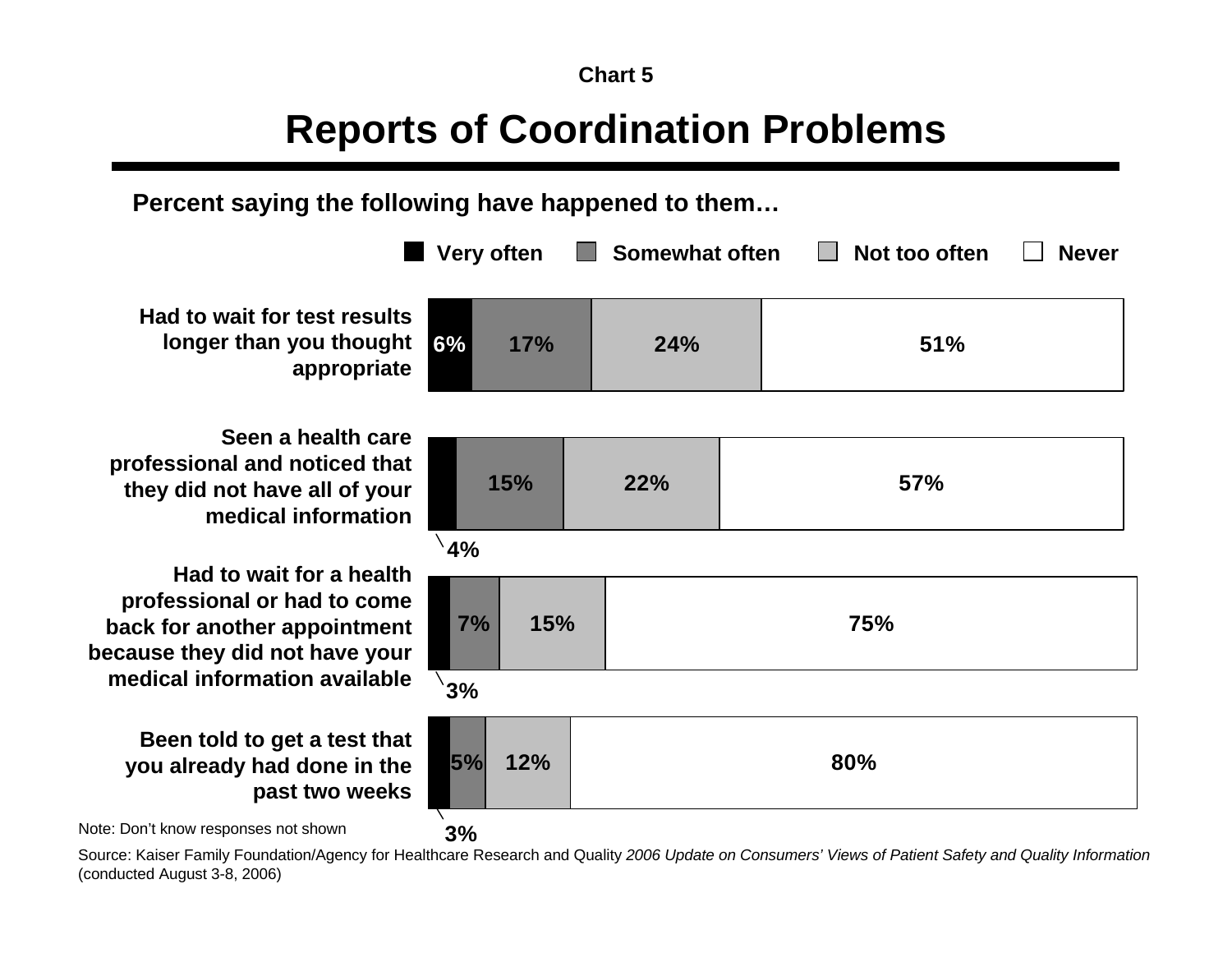Chart 5

# Reports of Coordination Problems

**Percent saying the following have happened to them…**

| | Very often | Somewhat often | Not too often | Never |
|---|---|---|---|---|
| Had to wait for test results longer than you thought appropriate | 6% | 17% | 24% | 51% |
| Seen a health care professional and noticed that they did not have all of your medical information | 4% | 15% | 22% | 57% |
| Had to wait for a health professional or had to come back for another appointment because they did not have your medical information available | 3% | 7% | 15% | 75% |
| Been told to get a test that you already had done in the past two weeks | 3% | 5% | 12% | 80% |

Note: Don't know responses not shown

Source: Kaiser Family Foundation/Agency for Healthcare Research and Quality *2006 Update on Consumers' Views of Patient Safety and Quality Information* (conducted August 3-8, 2006)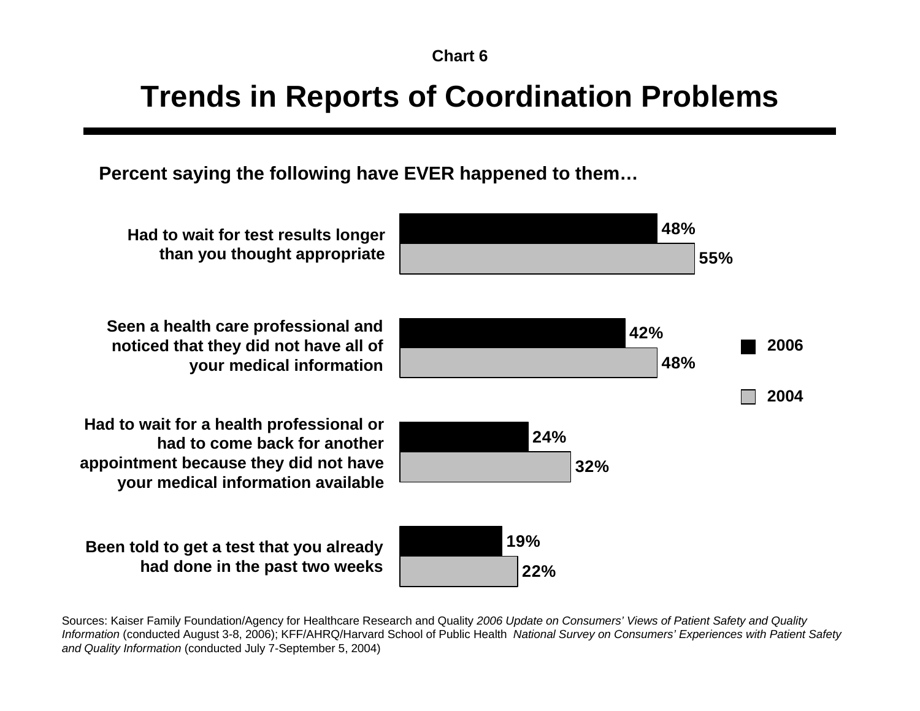Chart 6

# Trends in Reports of Coordination Problems

**Percent saying the following have EVER happened to them…**

| | 2006 | 2004 |
| --- | --- | --- |
| Had to wait for test results longer than you thought appropriate | 48% | 55% |
| Seen a health care professional and noticed that they did not have all of your medical information | 42% | 48% |
| Had to wait for a health professional or had to come back for another appointment because they did not have your medical information available | 24% | 32% |
| Been told to get a test that you already had done in the past two weeks | 19% | 22% |

Sources: Kaiser Family Foundation/Agency for Healthcare Research and Quality *2006 Update on Consumers' Views of Patient Safety and Quality Information* (conducted August 3-8, 2006); KFF/AHRQ/Harvard School of Public Health *National Survey on Consumers' Experiences with Patient Safety and Quality Information* (conducted July 7-September 5, 2004)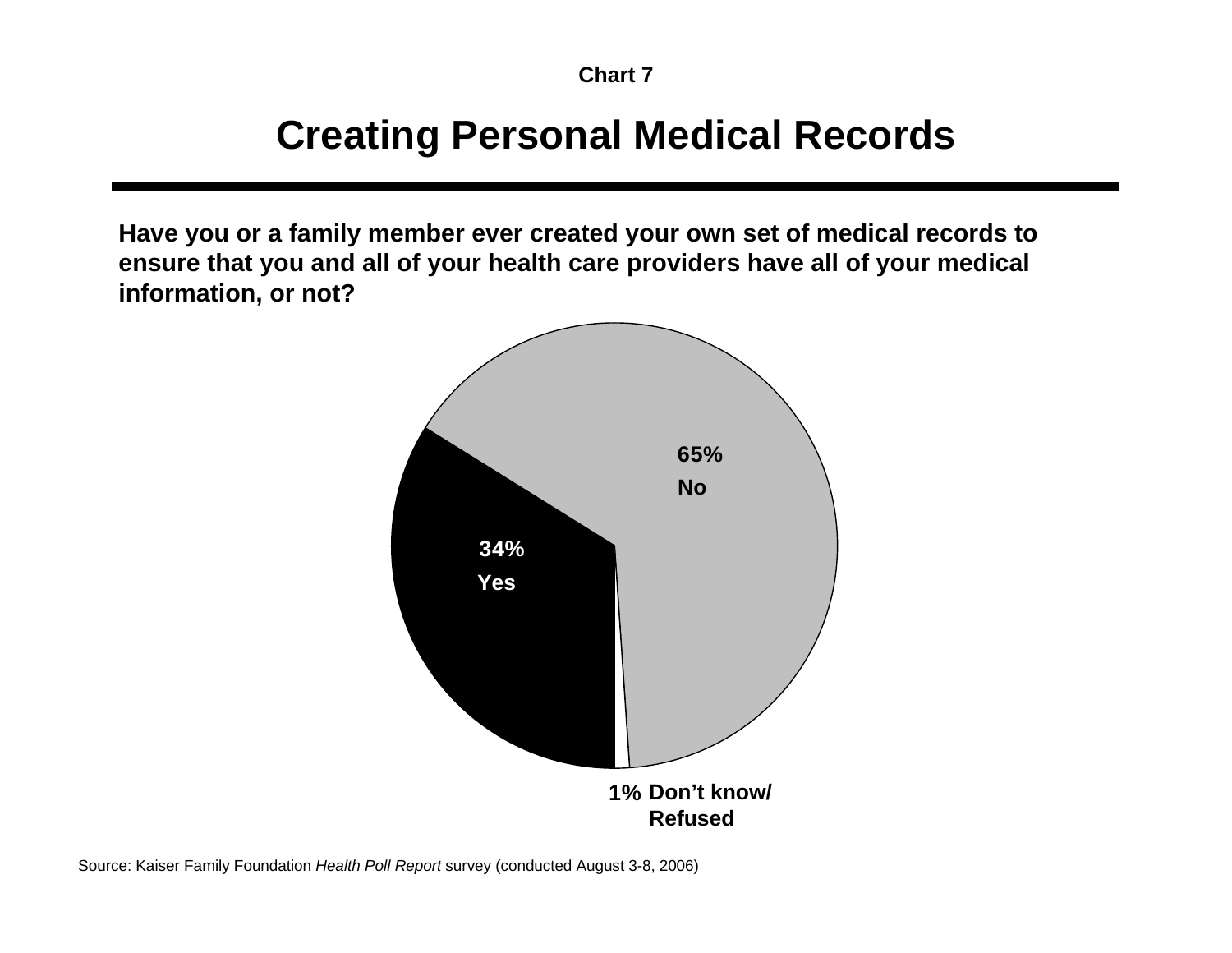Chart 7

# Creating Personal Medical Records

**Have you or a family member ever created your own set of medical records to ensure that you and all of your health care providers have all of your medical information, or not?**

65% No

34% Yes

1% Don't know/ Refused

Source: Kaiser Family Foundation *Health Poll Report* survey (conducted August 3-8, 2006)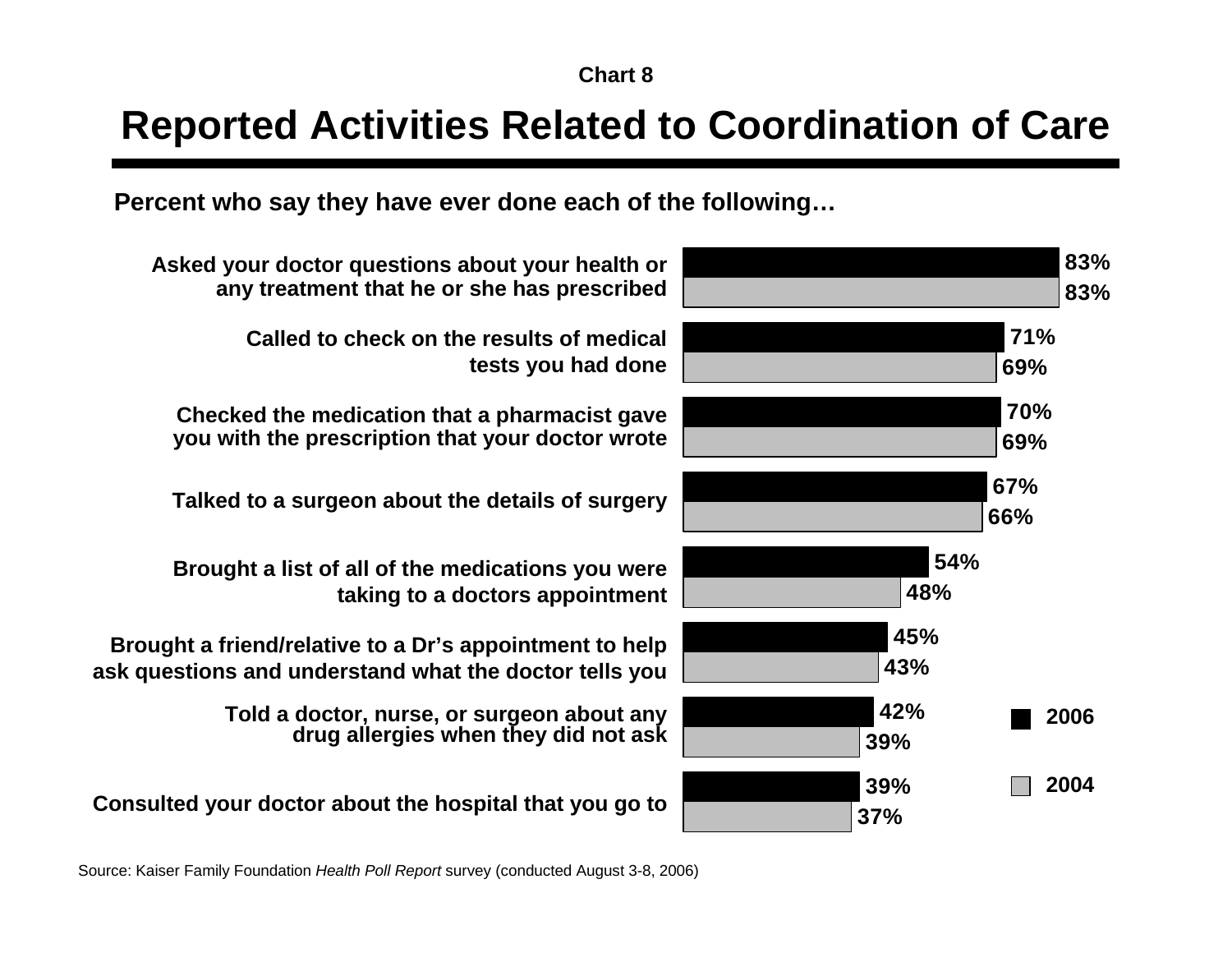Chart 8

# Reported Activities Related to Coordination of Care

**Percent who say they have ever done each of the following…**

| Activity | 2006 | 2004 |
| --- | --- | --- |
| Asked your doctor questions about your health or any treatment that he or she has prescribed | 83% | 83% |
| Called to check on the results of medical tests you had done | 71% | 69% |
| Checked the medication that a pharmacist gave you with the prescription that your doctor wrote | 70% | 69% |
| Talked to a surgeon about the details of surgery | 67% | 66% |
| Brought a list of all of the medications you were taking to a doctors appointment | 54% | 48% |
| Brought a friend/relative to a Dr's appointment to help ask questions and understand what the doctor tells you | 45% | 43% |
| Told a doctor, nurse, or surgeon about any drug allergies when they did not ask | 42% | 39% |
| Consulted your doctor about the hospital that you go to | 39% | 37% |

Source: Kaiser Family Foundation *Health Poll Report* survey (conducted August 3-8, 2006)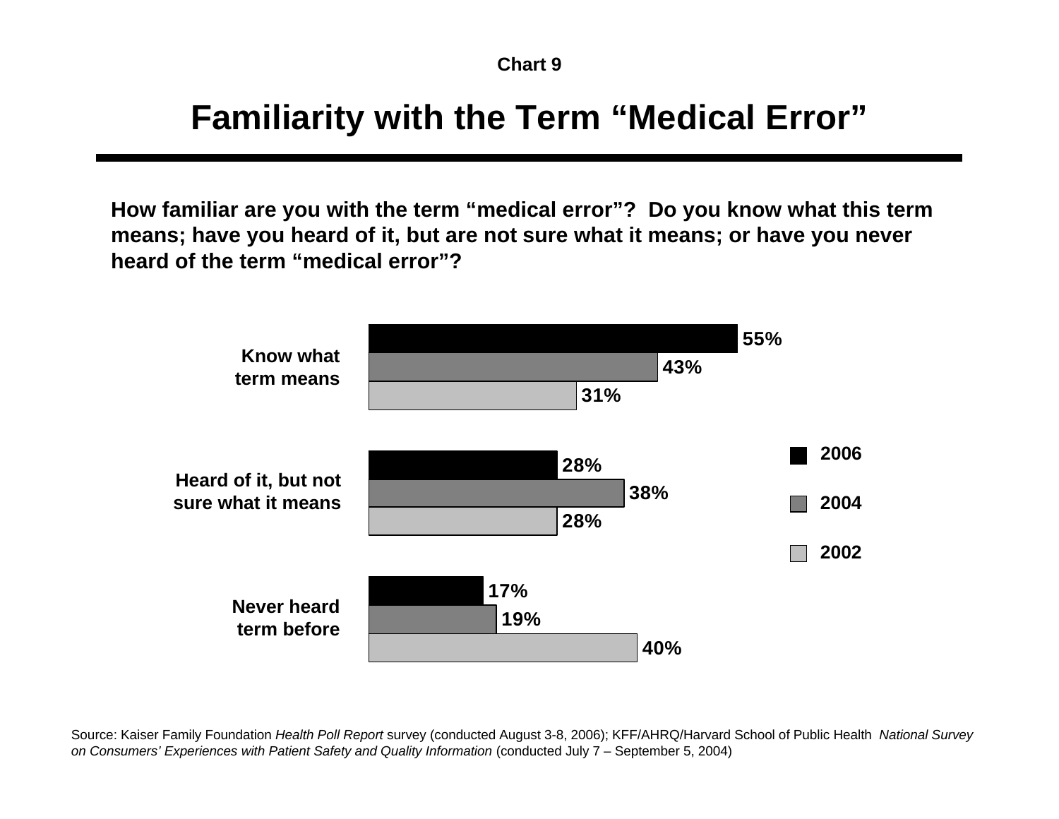**Chart 9**

# Familiarity with the Term "Medical Error"

**How familiar are you with the term "medical error"? Do you know what this term means; have you heard of it, but are not sure what it means; or have you never heard of the term "medical error"?**

| | 2006 | 2004 | 2002 |
|---|---|---|---|
| Know what term means | 55% | 43% | 31% |
| Heard of it, but not sure what it means | 28% | 38% | 28% |
| Never heard term before | 17% | 19% | 40% |

Source: Kaiser Family Foundation *Health Poll Report* survey (conducted August 3-8, 2006); KFF/AHRQ/Harvard School of Public Health *National Survey on Consumers' Experiences with Patient Safety and Quality Information* (conducted July 7 – September 5, 2004)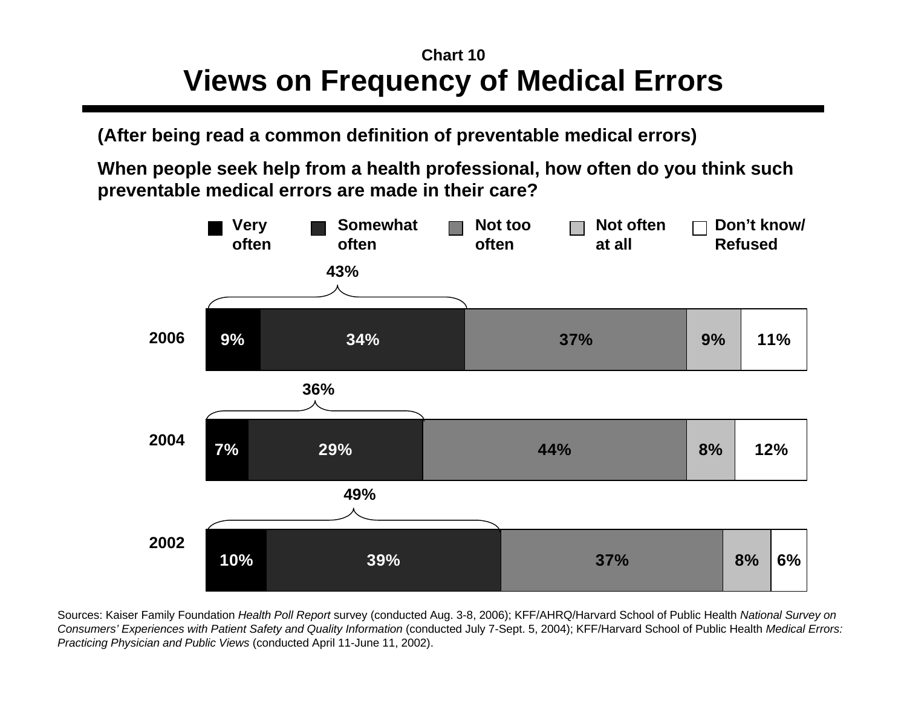**Chart 10**

# Views on Frequency of Medical Errors

**(After being read a common definition of preventable medical errors)**

**When people seek help from a health professional, how often do you think such preventable medical errors are made in their care?**

| Year | Very often | Somewhat often | Very/Somewhat often (total) | Not too often | Not often at all | Don't know/ Refused |
|---|---|---|---|---|---|---|
| 2006 | 9% | 34% | 43% | 37% | 9% | 11% |
| 2004 | 7% | 29% | 36% | 44% | 8% | 12% |
| 2002 | 10% | 39% | 49% | 37% | 8% | 6% |

Sources: Kaiser Family Foundation *Health Poll Report* survey (conducted Aug. 3-8, 2006); KFF/AHRQ/Harvard School of Public Health *National Survey on Consumers' Experiences with Patient Safety and Quality Information* (conducted July 7-Sept. 5, 2004); KFF/Harvard School of Public Health *Medical Errors: Practicing Physician and Public Views* (conducted April 11-June 11, 2002).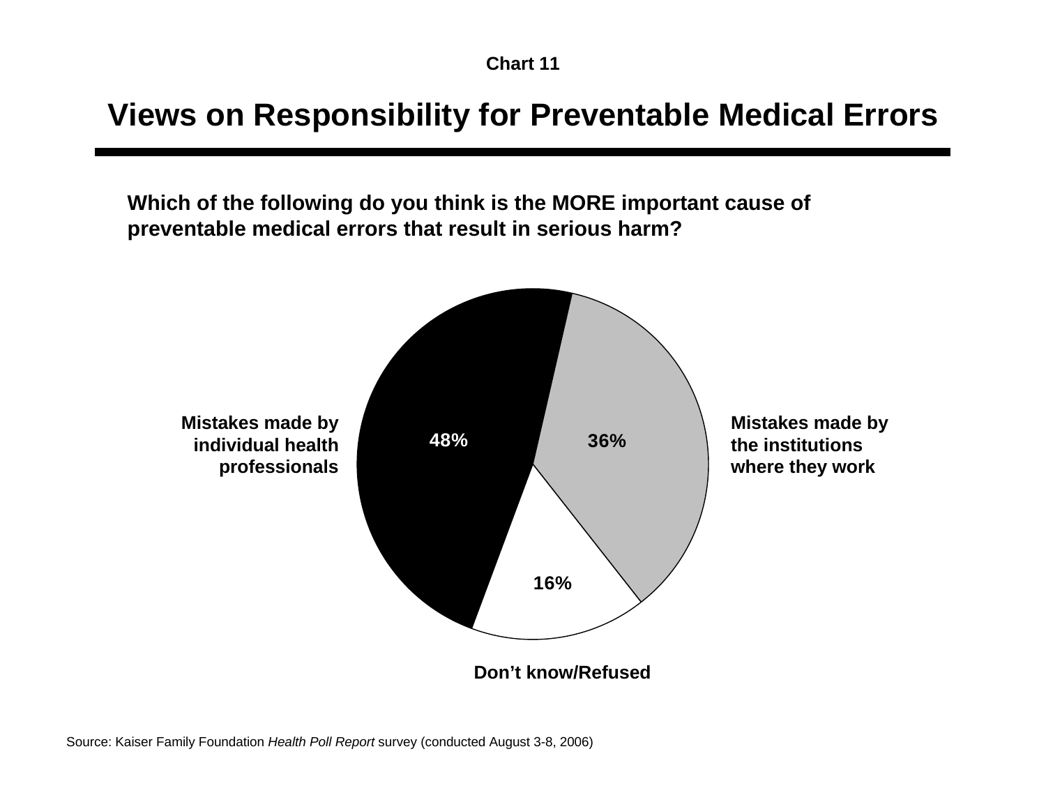Chart 11

# Views on Responsibility for Preventable Medical Errors

**Which of the following do you think is the MORE important cause of preventable medical errors that result in serious harm?**

| Response | Percent |
| --- | --- |
| Mistakes made by individual health professionals | 48% |
| Mistakes made by the institutions where they work | 36% |
| Don't know/Refused | 16% |

Source: Kaiser Family Foundation *Health Poll Report* survey (conducted August 3-8, 2006)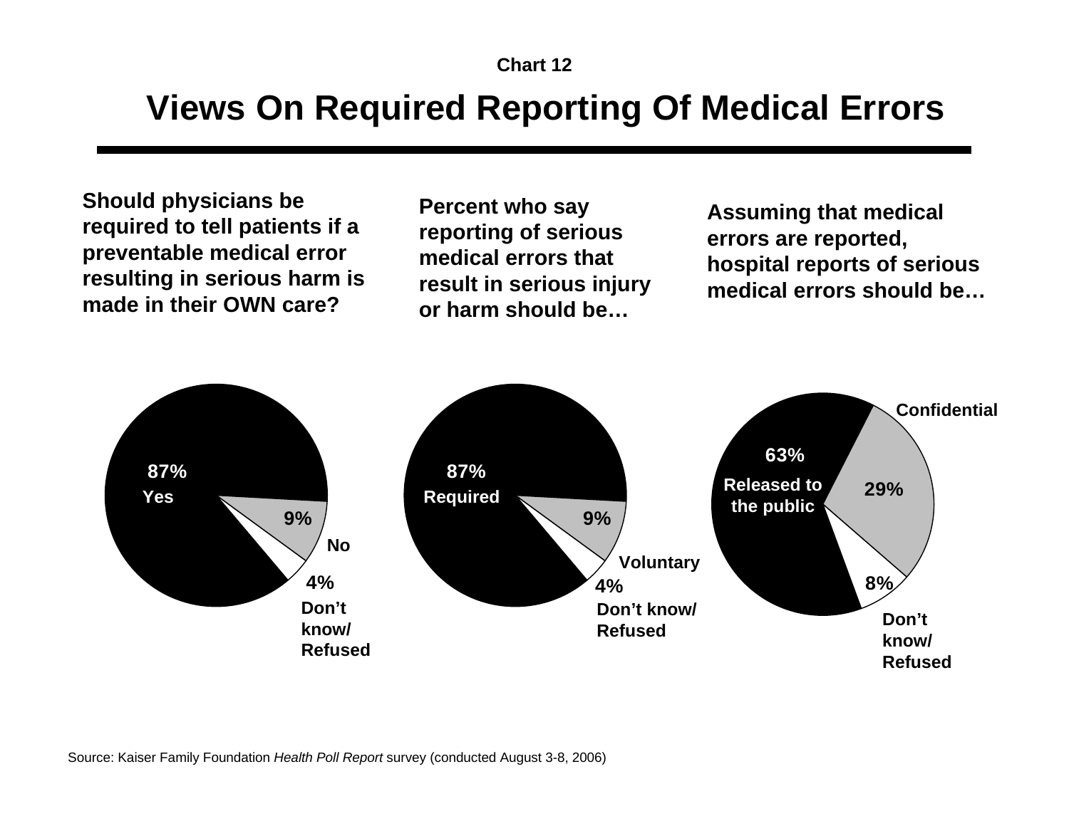Chart 12

# Views On Required Reporting Of Medical Errors

**Should physicians be required to tell patients if a preventable medical error resulting in serious harm is made in their OWN care?**

- 87% Yes
- 9% No
- 4% Don't know/ Refused

**Percent who say reporting of serious medical errors that result in serious injury or harm should be…**

- 87% Required
- 9% Voluntary
- 4% Don't know/ Refused

**Assuming that medical errors are reported, hospital reports of serious medical errors should be…**

- 63% Released to the public
- 29% Confidential
- 8% Don't know/ Refused

Source: Kaiser Family Foundation *Health Poll Report* survey (conducted August 3-8, 2006)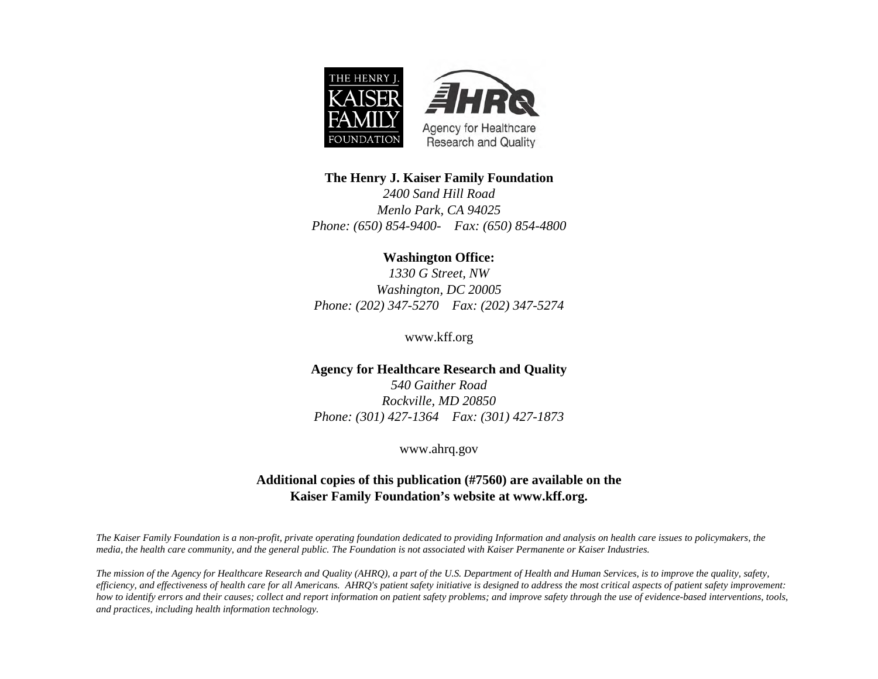**The Henry J. Kaiser Family Foundation**

*2400 Sand Hill Road*

*Menlo Park, CA 94025*

*Phone: (650) 854-9400- Fax: (650) 854-4800*

**Washington Office:**

*1330 G Street, NW*

*Washington, DC 20005*

*Phone: (202) 347-5270 Fax: (202) 347-5274*

www.kff.org

**Agency for Healthcare Research and Quality**

*540 Gaither Road*

*Rockville, MD 20850*

*Phone: (301) 427-1364 Fax: (301) 427-1873*

www.ahrq.gov

**Additional copies of this publication (#7560) are available on the Kaiser Family Foundation's website at www.kff.org.**

*The Kaiser Family Foundation is a non-profit, private operating foundation dedicated to providing Information and analysis on health care issues to policymakers, the media, the health care community, and the general public. The Foundation is not associated with Kaiser Permanente or Kaiser Industries.*

*The mission of the Agency for Healthcare Research and Quality (AHRQ), a part of the U.S. Department of Health and Human Services, is to improve the quality, safety, efficiency, and effectiveness of health care for all Americans. AHRQ's patient safety initiative is designed to address the most critical aspects of patient safety improvement: how to identify errors and their causes; collect and report information on patient safety problems; and improve safety through the use of evidence-based interventions, tools, and practices, including health information technology.*